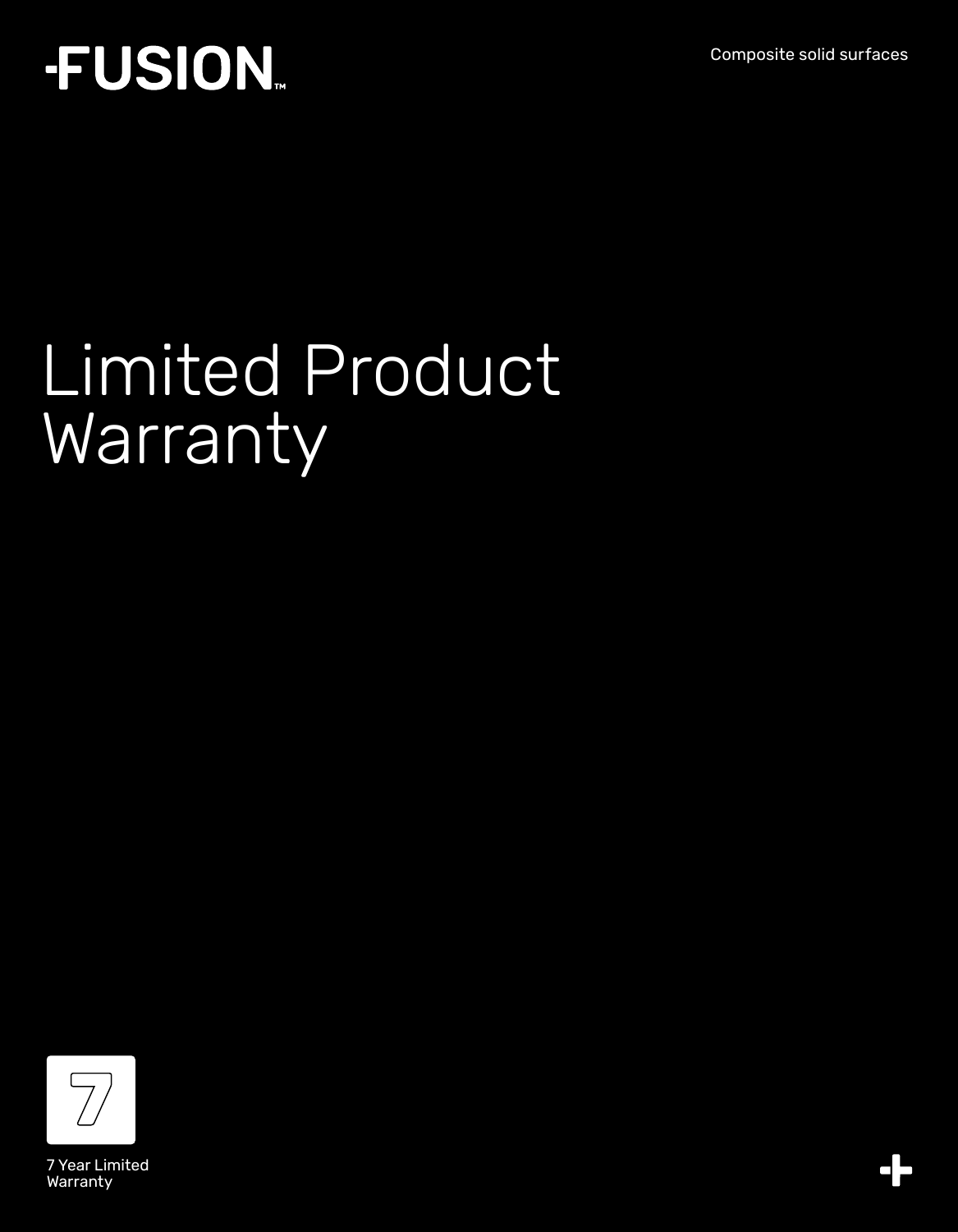FUSION™

Composite solid surfaces

# Limited Product Warranty

7

7 Year Limited Warranty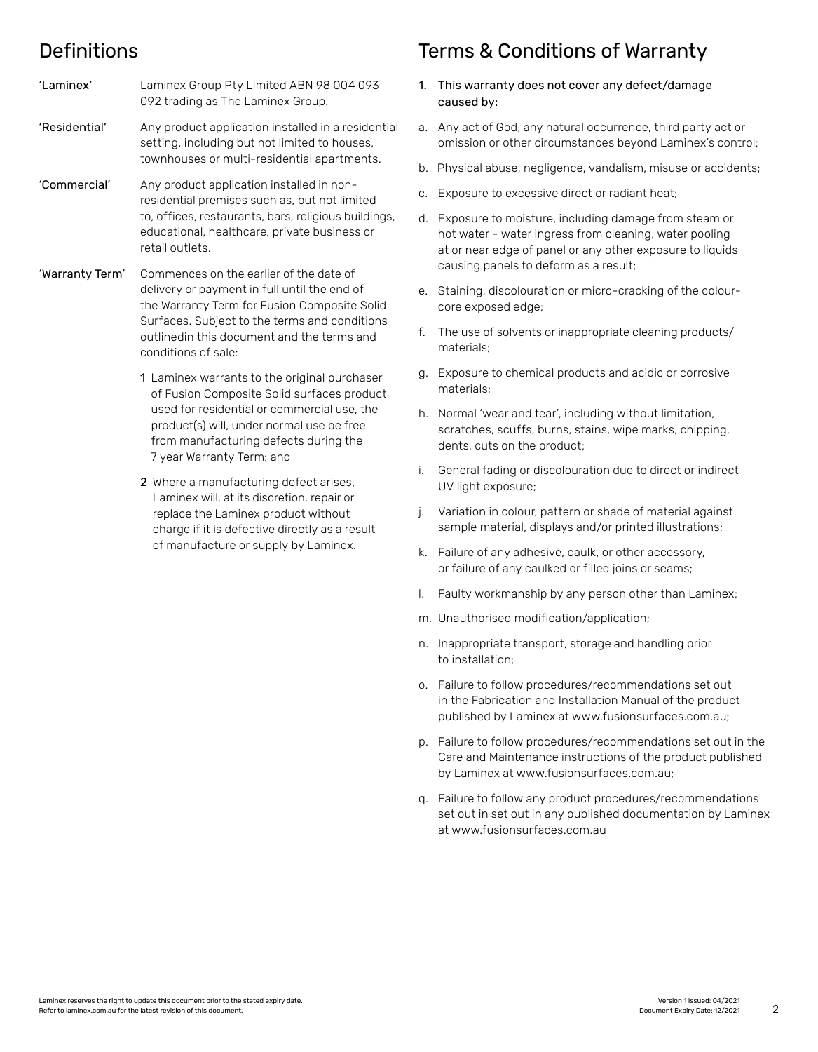## Definitions

**'Laminex'** Laminex Group Pty Limited ABN 98 004 093 092 trading as The Laminex Group.

**'Residential'** Any product application installed in a residential setting, including but not limited to houses, townhouses or multi-residential apartments.

**'Commercial'** Any product application installed in non-residential premises such as, but not limited to, offices, restaurants, bars, religious buildings, educational, healthcare, private business or retail outlets.

**'Warranty Term'** Commences on the earlier of the date of delivery or payment in full until the end of the Warranty Term for Fusion Composite Solid Surfaces. Subject to the terms and conditions outlinedin this document and the terms and conditions of sale:

1 Laminex warrants to the original purchaser of Fusion Composite Solid surfaces product used for residential or commercial use, the product(s) will, under normal use be free from manufacturing defects during the 7 year Warranty Term; and

2 Where a manufacturing defect arises, Laminex will, at its discretion, repair or replace the Laminex product without charge if it is defective directly as a result of manufacture or supply by Laminex.

## Terms & Conditions of Warranty

1. This warranty does not cover any defect/damage caused by:

a. Any act of God, any natural occurrence, third party act or omission or other circumstances beyond Laminex's control;

b. Physical abuse, negligence, vandalism, misuse or accidents;

c. Exposure to excessive direct or radiant heat;

d. Exposure to moisture, including damage from steam or hot water - water ingress from cleaning, water pooling at or near edge of panel or any other exposure to liquids causing panels to deform as a result;

e. Staining, discolouration or micro-cracking of the colour-core exposed edge;

f. The use of solvents or inappropriate cleaning products/materials;

g. Exposure to chemical products and acidic or corrosive materials;

h. Normal 'wear and tear', including without limitation, scratches, scuffs, burns, stains, wipe marks, chipping, dents, cuts on the product;

i. General fading or discolouration due to direct or indirect UV light exposure;

j. Variation in colour, pattern or shade of material against sample material, displays and/or printed illustrations;

k. Failure of any adhesive, caulk, or other accessory, or failure of any caulked or filled joins or seams;

l. Faulty workmanship by any person other than Laminex;

m. Unauthorised modification/application;

n. Inappropriate transport, storage and handling prior to installation;

o. Failure to follow procedures/recommendations set out in the Fabrication and Installation Manual of the product published by Laminex at www.fusionsurfaces.com.au;

p. Failure to follow procedures/recommendations set out in the Care and Maintenance instructions of the product published by Laminex at www.fusionsurfaces.com.au;

q. Failure to follow any product procedures/recommendations set out in set out in any published documentation by Laminex at www.fusionsurfaces.com.au

Laminex reserves the right to update this document prior to the stated expiry date.
Refer to laminex.com.au for the latest revision of this document.

Version 1 Issued: 04/2021
Document Expiry Date: 12/2021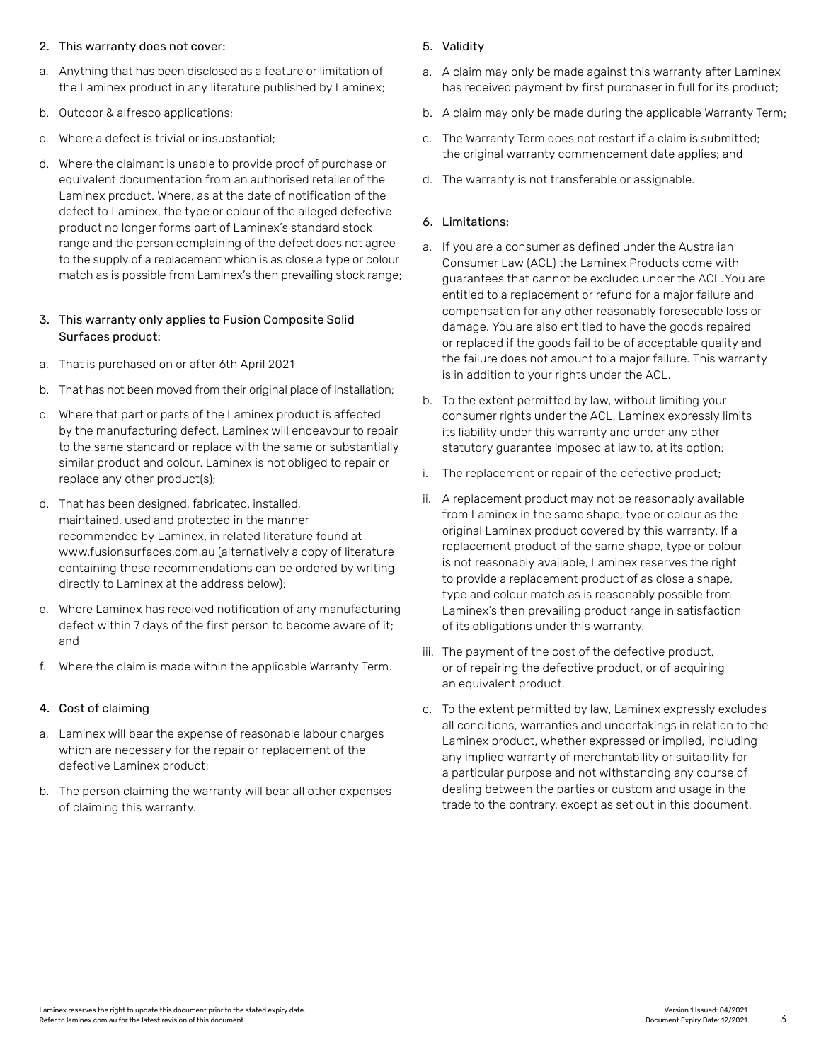2. This warranty does not cover:

a. Anything that has been disclosed as a feature or limitation of the Laminex product in any literature published by Laminex;

b. Outdoor & alfresco applications;

c. Where a defect is trivial or insubstantial;

d. Where the claimant is unable to provide proof of purchase or equivalent documentation from an authorised retailer of the Laminex product. Where, as at the date of notification of the defect to Laminex, the type or colour of the alleged defective product no longer forms part of Laminex's standard stock range and the person complaining of the defect does not agree to the supply of a replacement which is as close a type or colour match as is possible from Laminex's then prevailing stock range;

3. This warranty only applies to Fusion Composite Solid Surfaces product:

a. That is purchased on or after 6th April 2021

b. That has not been moved from their original place of installation;

c. Where that part or parts of the Laminex product is affected by the manufacturing defect. Laminex will endeavour to repair to the same standard or replace with the same or substantially similar product and colour. Laminex is not obliged to repair or replace any other product(s);

d. That has been designed, fabricated, installed, maintained, used and protected in the manner recommended by Laminex, in related literature found at www.fusionsurfaces.com.au (alternatively a copy of literature containing these recommendations can be ordered by writing directly to Laminex at the address below);

e. Where Laminex has received notification of any manufacturing defect within 7 days of the first person to become aware of it; and

f. Where the claim is made within the applicable Warranty Term.

4. Cost of claiming

a. Laminex will bear the expense of reasonable labour charges which are necessary for the repair or replacement of the defective Laminex product;

b. The person claiming the warranty will bear all other expenses of claiming this warranty.

5. Validity

a. A claim may only be made against this warranty after Laminex has received payment by first purchaser in full for its product;

b. A claim may only be made during the applicable Warranty Term;

c. The Warranty Term does not restart if a claim is submitted; the original warranty commencement date applies; and

d. The warranty is not transferable or assignable.

6. Limitations:

a. If you are a consumer as defined under the Australian Consumer Law (ACL) the Laminex Products come with guarantees that cannot be excluded under the ACL. You are entitled to a replacement or refund for a major failure and compensation for any other reasonably foreseeable loss or damage. You are also entitled to have the goods repaired or replaced if the goods fail to be of acceptable quality and the failure does not amount to a major failure. This warranty is in addition to your rights under the ACL.

b. To the extent permitted by law, without limiting your consumer rights under the ACL, Laminex expressly limits its liability under this warranty and under any other statutory guarantee imposed at law to, at its option:

i. The replacement or repair of the defective product;

ii. A replacement product may not be reasonably available from Laminex in the same shape, type or colour as the original Laminex product covered by this warranty. If a replacement product of the same shape, type or colour is not reasonably available, Laminex reserves the right to provide a replacement product of as close a shape, type and colour match as is reasonably possible from Laminex's then prevailing product range in satisfaction of its obligations under this warranty.

iii. The payment of the cost of the defective product, or of repairing the defective product, or of acquiring an equivalent product.

c. To the extent permitted by law, Laminex expressly excludes all conditions, warranties and undertakings in relation to the Laminex product, whether expressed or implied, including any implied warranty of merchantability or suitability for a particular purpose and not withstanding any course of dealing between the parties or custom and usage in the trade to the contrary, except as set out in this document.

Laminex reserves the right to update this document prior to the stated expiry date.
Refer to laminex.com.au for the latest revision of this document.

Version 1 Issued: 04/2021
Document Expiry Date: 12/2021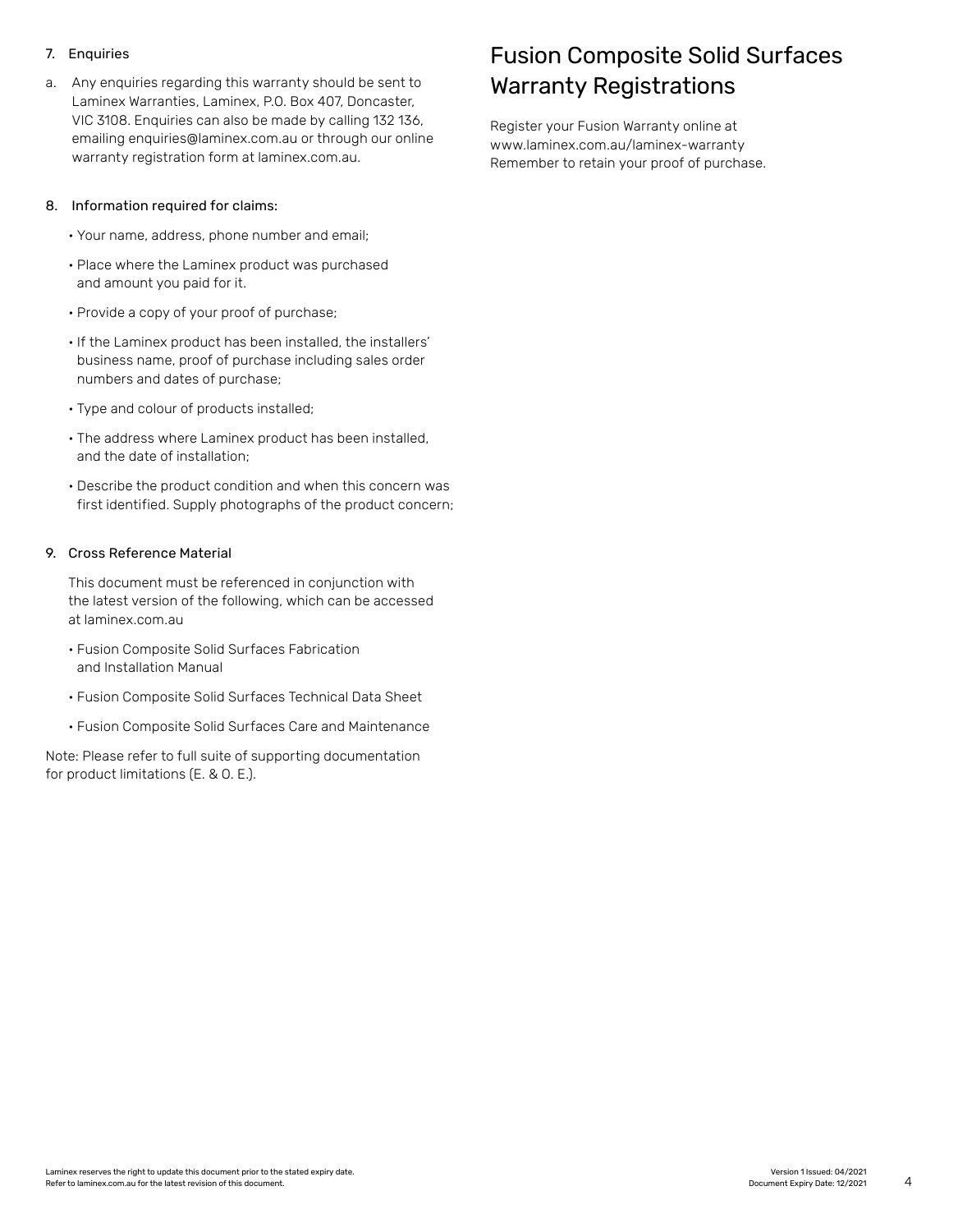7. Enquiries

a. Any enquiries regarding this warranty should be sent to Laminex Warranties, Laminex, P.O. Box 407, Doncaster, VIC 3108. Enquiries can also be made by calling 132 136, emailing enquiries@laminex.com.au or through our online warranty registration form at laminex.com.au.

8. Information required for claims:

- Your name, address, phone number and email;
- Place where the Laminex product was purchased and amount you paid for it.
- Provide a copy of your proof of purchase;
- If the Laminex product has been installed, the installers' business name, proof of purchase including sales order numbers and dates of purchase;
- Type and colour of products installed;
- The address where Laminex product has been installed, and the date of installation;
- Describe the product condition and when this concern was first identified. Supply photographs of the product concern;

9. Cross Reference Material

This document must be referenced in conjunction with the latest version of the following, which can be accessed at laminex.com.au

- Fusion Composite Solid Surfaces Fabrication and Installation Manual
- Fusion Composite Solid Surfaces Technical Data Sheet
- Fusion Composite Solid Surfaces Care and Maintenance

Note: Please refer to full suite of supporting documentation for product limitations (E. & O. E.).

# Fusion Composite Solid Surfaces Warranty Registrations

Register your Fusion Warranty online at www.laminex.com.au/laminex-warranty
Remember to retain your proof of purchase.

Laminex reserves the right to update this document prior to the stated expiry date.
Refer to laminex.com.au for the latest revision of this document.

Version 1 Issued: 04/2021
Document Expiry Date: 12/2021